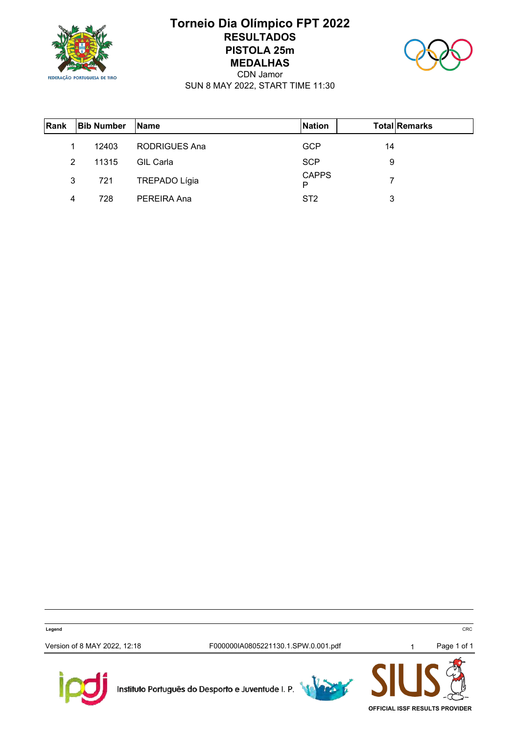# Torneio Dia Olímpico FPT 2022

## RESULTADOS

## PISTOLA 25m

## MEDALHAS

CDN Jamor

SUN 8 MAY 2022, START TIME 11:30

| Rank | Bib Number | Name | Nation | Total | Remarks |
|---|---|---|---|---|---|
| 1 | 12403 | RODRIGUES Ana | GCP | 14 | |
| 2 | 11315 | GIL Carla | SCP | 9 | |
| 3 | 721 | TREPADO Lígia | CAPPS P | 7 | |
| 4 | 728 | PEREIRA Ana | ST2 | 3 | |

Legend

CRC

Version of 8 MAY 2022, 12:18 F000000IA0805221130.1.SPW.0.001.pdf 1

Instituto Português do Desporto e Juventude I. P.

OFFICIAL ISSF RESULTS PROVIDER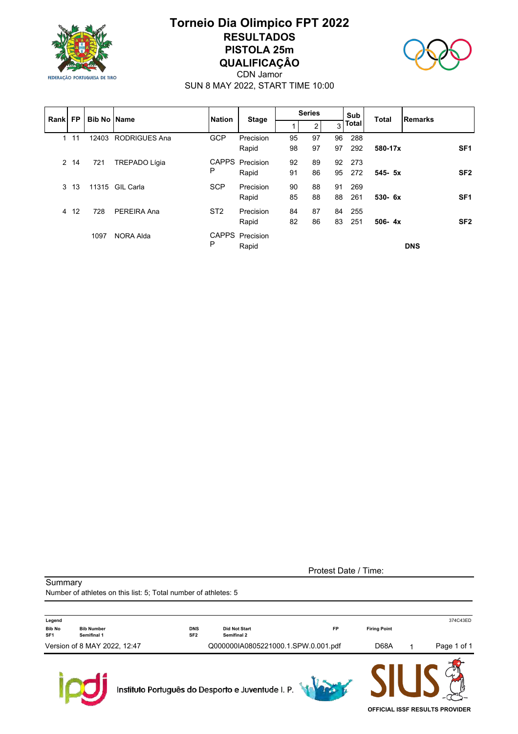# Torneio Dia Olimpico FPT 2022

## RESULTADOS

## PISTOLA 25m

## QUALIFICAÇÂO

CDN Jamor

SUN 8 MAY 2022, START TIME 10:00

| Rank | FP | Bib No | Name | Nation | Stage | Series 1 | Series 2 | Series 3 | Sub Total | Total | Remarks |
|---|---|---|---|---|---|---|---|---|---|---|---|
| 1 | 11 | 12403 | RODRIGUES Ana | GCP | Precision | 95 | 97 | 96 | 288 | | |
| | | | | | Rapid | 98 | 97 | 97 | 292 | **580-17x** | **SF1** |
| 2 | 14 | 721 | TREPADO Lígia | CAPPS P | Precision | 92 | 89 | 92 | 273 | | |
| | | | | | Rapid | 91 | 86 | 95 | 272 | **545- 5x** | **SF2** |
| 3 | 13 | 11315 | GIL Carla | SCP | Precision | 90 | 88 | 91 | 269 | | |
| | | | | | Rapid | 85 | 88 | 88 | 261 | **530- 6x** | **SF1** |
| 4 | 12 | 728 | PEREIRA Ana | ST2 | Precision | 84 | 87 | 84 | 255 | | |
| | | | | | Rapid | 82 | 86 | 83 | 251 | **506- 4x** | **SF2** |
| | | 1097 | NORA Alda | CAPPS P | Precision | | | | | | |
| | | | | | Rapid | | | | | | **DNS** |

Protest Date / Time:

Summary

Number of athletes on this list: 5; Total number of athletes: 5

**Legend**

| | | | | | |
|---|---|---|---|---|---|
| **Bib No** | **Bib Number** | **DNS** | **Did Not Start** | **FP** | **Firing Point** |
| **SF1** | **Semifinal 1** | **SF2** | **Semifinal 2** | | |

374C43ED

Version of 8 MAY 2022, 12:47 — Q000000IA0805221000.1.SPW.0.001.pdf — D68A — 1

Instituto Português do Desporto e Juventude I. P.

SIUS — OFFICIAL ISSF RESULTS PROVIDER